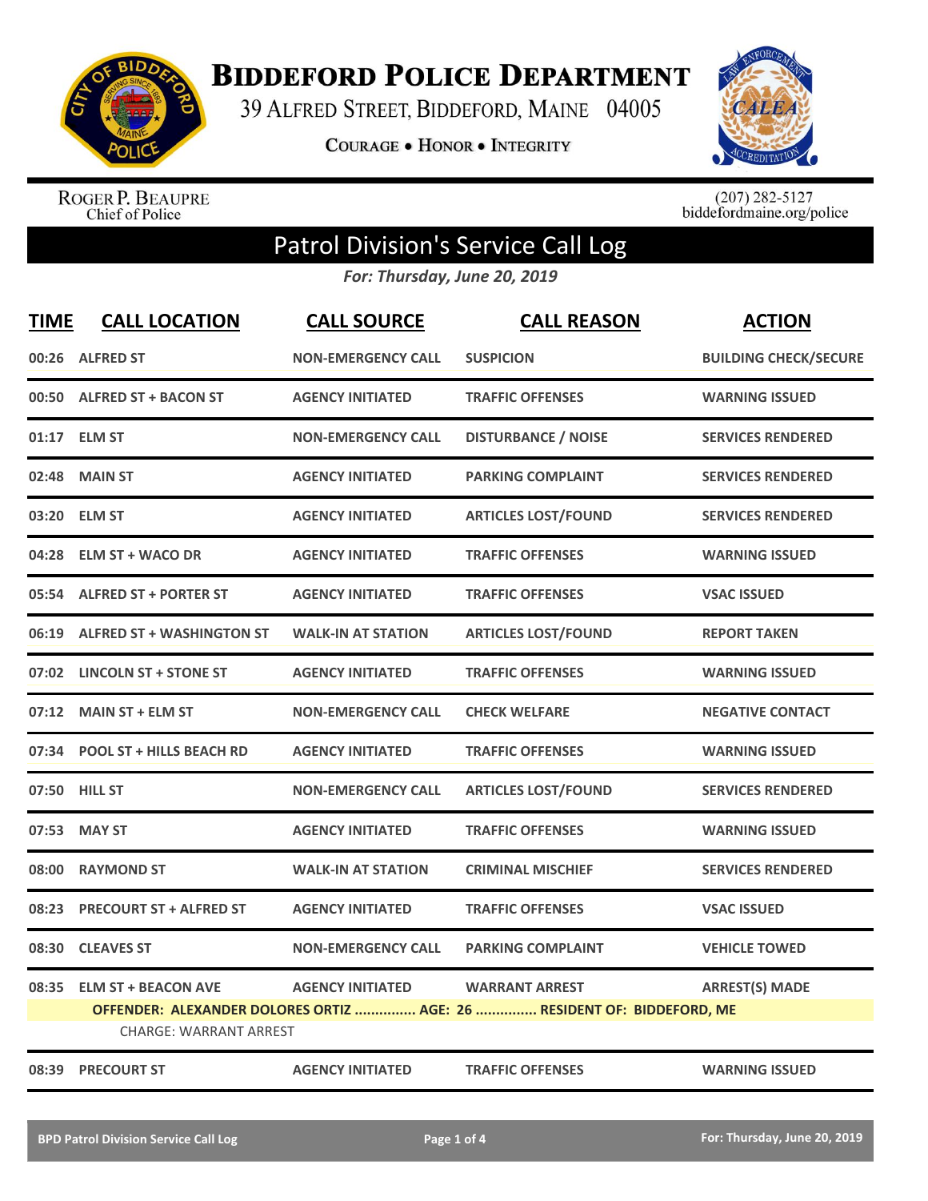# BIDDEFORD POLICE DEPARTMENT

39 ALFRED STREET, BIDDEFORD, MAINE 04005

COURAGE • HONOR • INTEGRITY

ROGER P. BEAUPRE
Chief of Police

(207) 282-5127
biddefordmaine.org/police

## Patrol Division's Service Call Log

*For: Thursday, June 20, 2019*

| TIME | CALL LOCATION | CALL SOURCE | CALL REASON | ACTION |
|---|---|---|---|---|
| 00:26 | ALFRED ST | NON-EMERGENCY CALL | SUSPICION | BUILDING CHECK/SECURE |
| 00:50 | ALFRED ST + BACON ST | AGENCY INITIATED | TRAFFIC OFFENSES | WARNING ISSUED |
| 01:17 | ELM ST | NON-EMERGENCY CALL | DISTURBANCE / NOISE | SERVICES RENDERED |
| 02:48 | MAIN ST | AGENCY INITIATED | PARKING COMPLAINT | SERVICES RENDERED |
| 03:20 | ELM ST | AGENCY INITIATED | ARTICLES LOST/FOUND | SERVICES RENDERED |
| 04:28 | ELM ST + WACO DR | AGENCY INITIATED | TRAFFIC OFFENSES | WARNING ISSUED |
| 05:54 | ALFRED ST + PORTER ST | AGENCY INITIATED | TRAFFIC OFFENSES | VSAC ISSUED |
| 06:19 | ALFRED ST + WASHINGTON ST | WALK-IN AT STATION | ARTICLES LOST/FOUND | REPORT TAKEN |
| 07:02 | LINCOLN ST + STONE ST | AGENCY INITIATED | TRAFFIC OFFENSES | WARNING ISSUED |
| 07:12 | MAIN ST + ELM ST | NON-EMERGENCY CALL | CHECK WELFARE | NEGATIVE CONTACT |
| 07:34 | POOL ST + HILLS BEACH RD | AGENCY INITIATED | TRAFFIC OFFENSES | WARNING ISSUED |
| 07:50 | HILL ST | NON-EMERGENCY CALL | ARTICLES LOST/FOUND | SERVICES RENDERED |
| 07:53 | MAY ST | AGENCY INITIATED | TRAFFIC OFFENSES | WARNING ISSUED |
| 08:00 | RAYMOND ST | WALK-IN AT STATION | CRIMINAL MISCHIEF | SERVICES RENDERED |
| 08:23 | PRECOURT ST + ALFRED ST | AGENCY INITIATED | TRAFFIC OFFENSES | VSAC ISSUED |
| 08:30 | CLEAVES ST | NON-EMERGENCY CALL | PARKING COMPLAINT | VEHICLE TOWED |
| 08:35 | ELM ST + BEACON AVE | AGENCY INITIATED | WARRANT ARREST | ARREST(S) MADE |
| | OFFENDER: ALEXANDER DOLORES ORTIZ ............... AGE: 26 ............... RESIDENT OF: BIDDEFORD, ME | | | |
| | CHARGE: WARRANT ARREST | | | |
| 08:39 | PRECOURT ST | AGENCY INITIATED | TRAFFIC OFFENSES | WARNING ISSUED |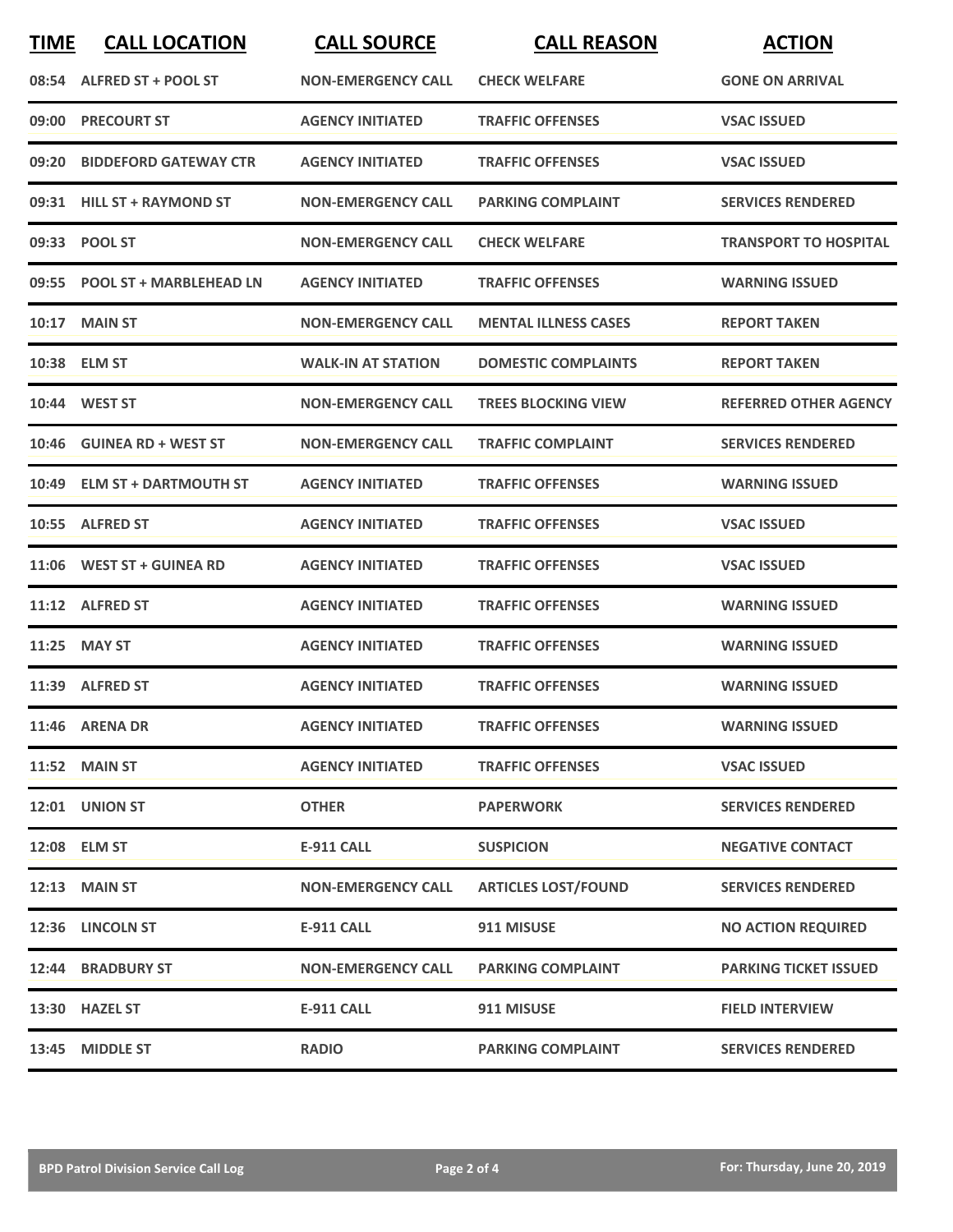| TIME | CALL LOCATION | CALL SOURCE | CALL REASON | ACTION |
| --- | --- | --- | --- | --- |
| 08:54 | ALFRED ST + POOL ST | NON-EMERGENCY CALL | CHECK WELFARE | GONE ON ARRIVAL |
| 09:00 | PRECOURT ST | AGENCY INITIATED | TRAFFIC OFFENSES | VSAC ISSUED |
| 09:20 | BIDDEFORD GATEWAY CTR | AGENCY INITIATED | TRAFFIC OFFENSES | VSAC ISSUED |
| 09:31 | HILL ST + RAYMOND ST | NON-EMERGENCY CALL | PARKING COMPLAINT | SERVICES RENDERED |
| 09:33 | POOL ST | NON-EMERGENCY CALL | CHECK WELFARE | TRANSPORT TO HOSPITAL |
| 09:55 | POOL ST + MARBLEHEAD LN | AGENCY INITIATED | TRAFFIC OFFENSES | WARNING ISSUED |
| 10:17 | MAIN ST | NON-EMERGENCY CALL | MENTAL ILLNESS CASES | REPORT TAKEN |
| 10:38 | ELM ST | WALK-IN AT STATION | DOMESTIC COMPLAINTS | REPORT TAKEN |
| 10:44 | WEST ST | NON-EMERGENCY CALL | TREES BLOCKING VIEW | REFERRED OTHER AGENCY |
| 10:46 | GUINEA RD + WEST ST | NON-EMERGENCY CALL | TRAFFIC COMPLAINT | SERVICES RENDERED |
| 10:49 | ELM ST + DARTMOUTH ST | AGENCY INITIATED | TRAFFIC OFFENSES | WARNING ISSUED |
| 10:55 | ALFRED ST | AGENCY INITIATED | TRAFFIC OFFENSES | VSAC ISSUED |
| 11:06 | WEST ST + GUINEA RD | AGENCY INITIATED | TRAFFIC OFFENSES | VSAC ISSUED |
| 11:12 | ALFRED ST | AGENCY INITIATED | TRAFFIC OFFENSES | WARNING ISSUED |
| 11:25 | MAY ST | AGENCY INITIATED | TRAFFIC OFFENSES | WARNING ISSUED |
| 11:39 | ALFRED ST | AGENCY INITIATED | TRAFFIC OFFENSES | WARNING ISSUED |
| 11:46 | ARENA DR | AGENCY INITIATED | TRAFFIC OFFENSES | WARNING ISSUED |
| 11:52 | MAIN ST | AGENCY INITIATED | TRAFFIC OFFENSES | VSAC ISSUED |
| 12:01 | UNION ST | OTHER | PAPERWORK | SERVICES RENDERED |
| 12:08 | ELM ST | E-911 CALL | SUSPICION | NEGATIVE CONTACT |
| 12:13 | MAIN ST | NON-EMERGENCY CALL | ARTICLES LOST/FOUND | SERVICES RENDERED |
| 12:36 | LINCOLN ST | E-911 CALL | 911 MISUSE | NO ACTION REQUIRED |
| 12:44 | BRADBURY ST | NON-EMERGENCY CALL | PARKING COMPLAINT | PARKING TICKET ISSUED |
| 13:30 | HAZEL ST | E-911 CALL | 911 MISUSE | FIELD INTERVIEW |
| 13:45 | MIDDLE ST | RADIO | PARKING COMPLAINT | SERVICES RENDERED |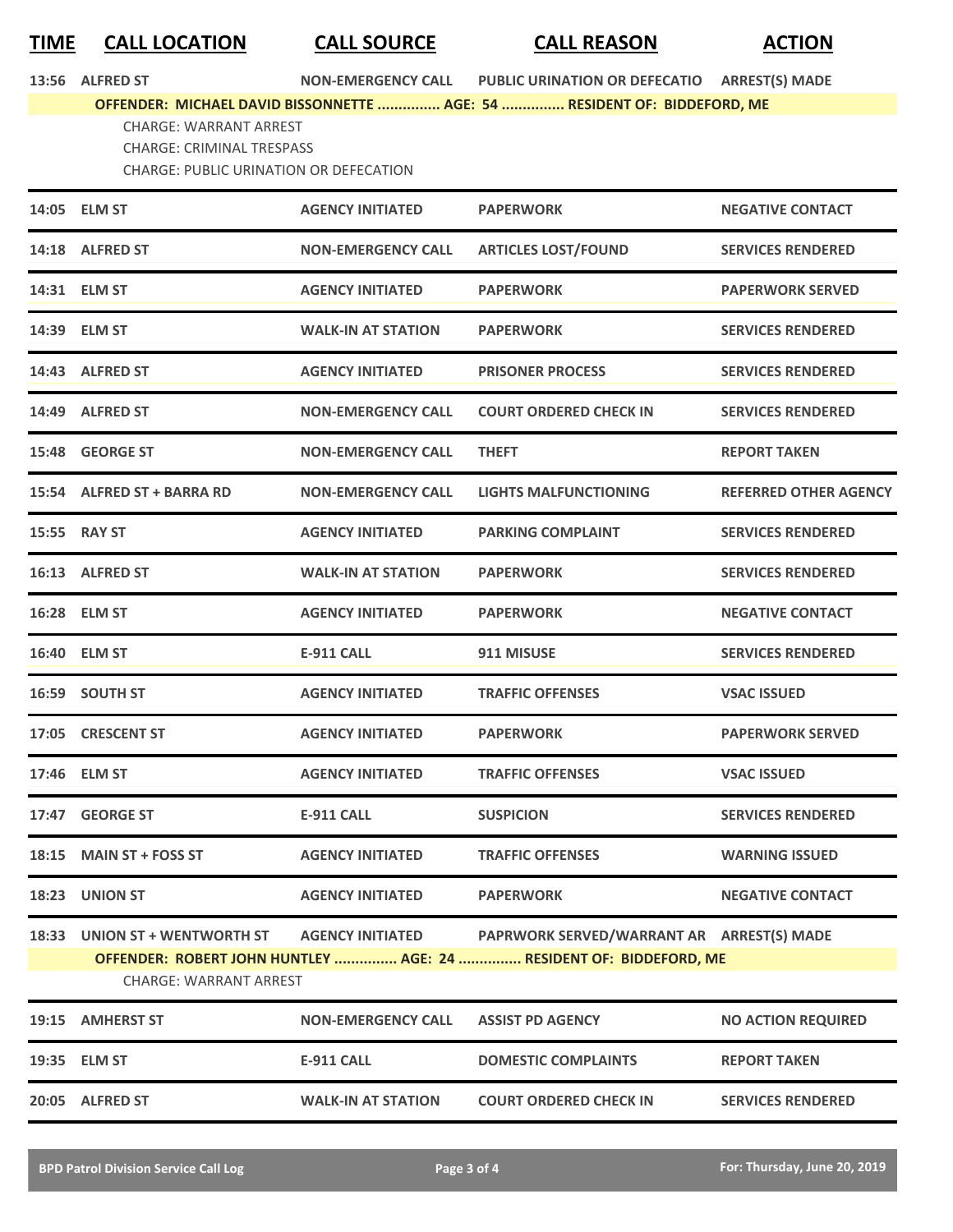| TIME | CALL LOCATION | CALL SOURCE | CALL REASON | ACTION |
| --- | --- | --- | --- | --- |
| 13:56 | ALFRED ST | NON-EMERGENCY CALL | PUBLIC URINATION OR DEFECATIO | ARREST(S) MADE |
| | OFFENDER: MICHAEL DAVID BISSONNETTE ............... AGE: 54 ............... RESIDENT OF: BIDDEFORD, ME | | | |
| | CHARGE: WARRANT ARREST | | | |
| | CHARGE: CRIMINAL TRESPASS | | | |
| | CHARGE: PUBLIC URINATION OR DEFECATION | | | |
| 14:05 | ELM ST | AGENCY INITIATED | PAPERWORK | NEGATIVE CONTACT |
| 14:18 | ALFRED ST | NON-EMERGENCY CALL | ARTICLES LOST/FOUND | SERVICES RENDERED |
| 14:31 | ELM ST | AGENCY INITIATED | PAPERWORK | PAPERWORK SERVED |
| 14:39 | ELM ST | WALK-IN AT STATION | PAPERWORK | SERVICES RENDERED |
| 14:43 | ALFRED ST | AGENCY INITIATED | PRISONER PROCESS | SERVICES RENDERED |
| 14:49 | ALFRED ST | NON-EMERGENCY CALL | COURT ORDERED CHECK IN | SERVICES RENDERED |
| 15:48 | GEORGE ST | NON-EMERGENCY CALL | THEFT | REPORT TAKEN |
| 15:54 | ALFRED ST + BARRA RD | NON-EMERGENCY CALL | LIGHTS MALFUNCTIONING | REFERRED OTHER AGENCY |
| 15:55 | RAY ST | AGENCY INITIATED | PARKING COMPLAINT | SERVICES RENDERED |
| 16:13 | ALFRED ST | WALK-IN AT STATION | PAPERWORK | SERVICES RENDERED |
| 16:28 | ELM ST | AGENCY INITIATED | PAPERWORK | NEGATIVE CONTACT |
| 16:40 | ELM ST | E-911 CALL | 911 MISUSE | SERVICES RENDERED |
| 16:59 | SOUTH ST | AGENCY INITIATED | TRAFFIC OFFENSES | VSAC ISSUED |
| 17:05 | CRESCENT ST | AGENCY INITIATED | PAPERWORK | PAPERWORK SERVED |
| 17:46 | ELM ST | AGENCY INITIATED | TRAFFIC OFFENSES | VSAC ISSUED |
| 17:47 | GEORGE ST | E-911 CALL | SUSPICION | SERVICES RENDERED |
| 18:15 | MAIN ST + FOSS ST | AGENCY INITIATED | TRAFFIC OFFENSES | WARNING ISSUED |
| 18:23 | UNION ST | AGENCY INITIATED | PAPERWORK | NEGATIVE CONTACT |
| 18:33 | UNION ST + WENTWORTH ST | AGENCY INITIATED | PAPRWORK SERVED/WARRANT AR | ARREST(S) MADE |
| | OFFENDER: ROBERT JOHN HUNTLEY ............... AGE: 24 ............... RESIDENT OF: BIDDEFORD, ME | | | |
| | CHARGE: WARRANT ARREST | | | |
| 19:15 | AMHERST ST | NON-EMERGENCY CALL | ASSIST PD AGENCY | NO ACTION REQUIRED |
| 19:35 | ELM ST | E-911 CALL | DOMESTIC COMPLAINTS | REPORT TAKEN |
| 20:05 | ALFRED ST | WALK-IN AT STATION | COURT ORDERED CHECK IN | SERVICES RENDERED |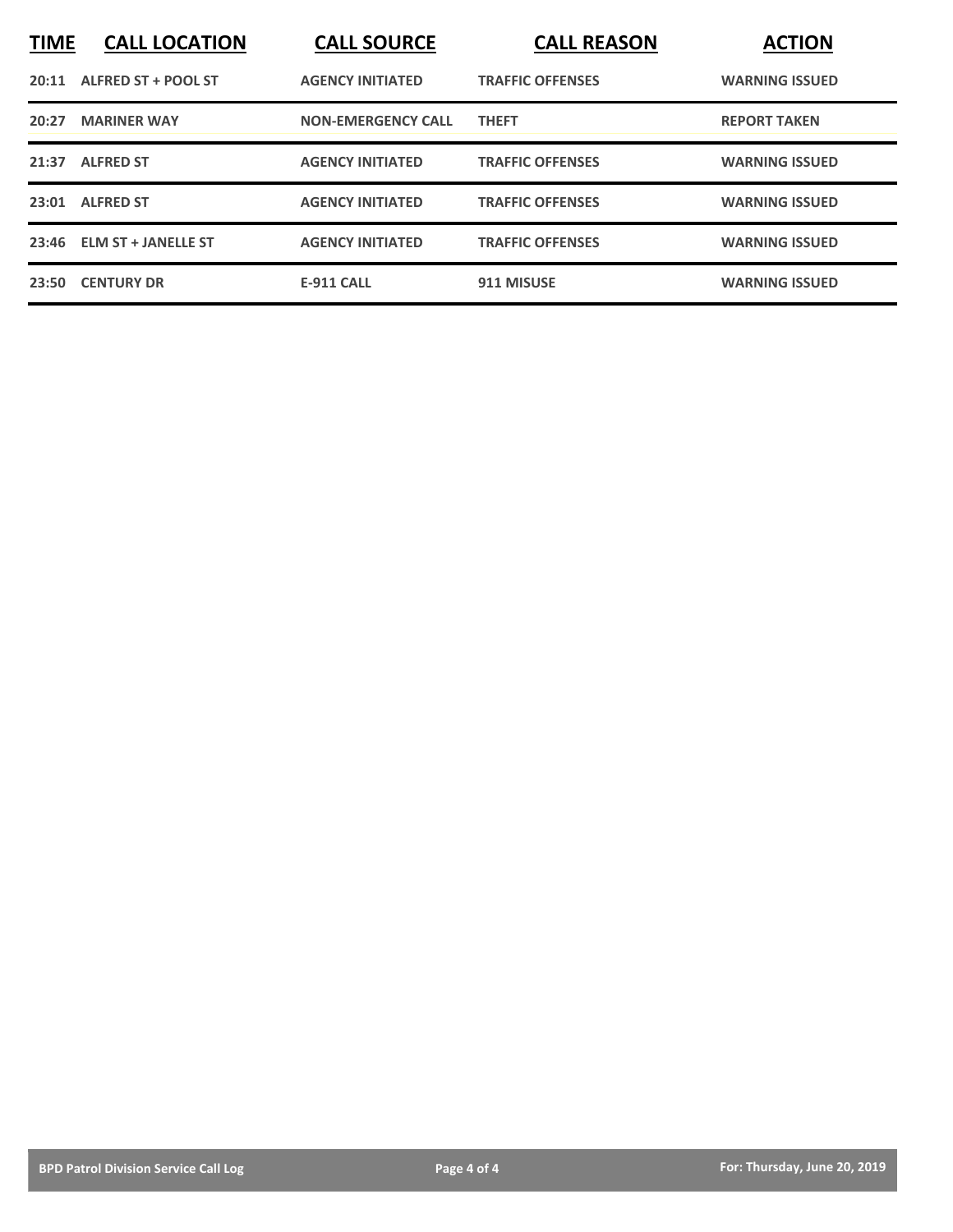| TIME | CALL LOCATION | CALL SOURCE | CALL REASON | ACTION |
| --- | --- | --- | --- | --- |
| 20:11 | ALFRED ST + POOL ST | AGENCY INITIATED | TRAFFIC OFFENSES | WARNING ISSUED |
| 20:27 | MARINER WAY | NON-EMERGENCY CALL | THEFT | REPORT TAKEN |
| 21:37 | ALFRED ST | AGENCY INITIATED | TRAFFIC OFFENSES | WARNING ISSUED |
| 23:01 | ALFRED ST | AGENCY INITIATED | TRAFFIC OFFENSES | WARNING ISSUED |
| 23:46 | ELM ST + JANELLE ST | AGENCY INITIATED | TRAFFIC OFFENSES | WARNING ISSUED |
| 23:50 | CENTURY DR | E-911 CALL | 911 MISUSE | WARNING ISSUED |